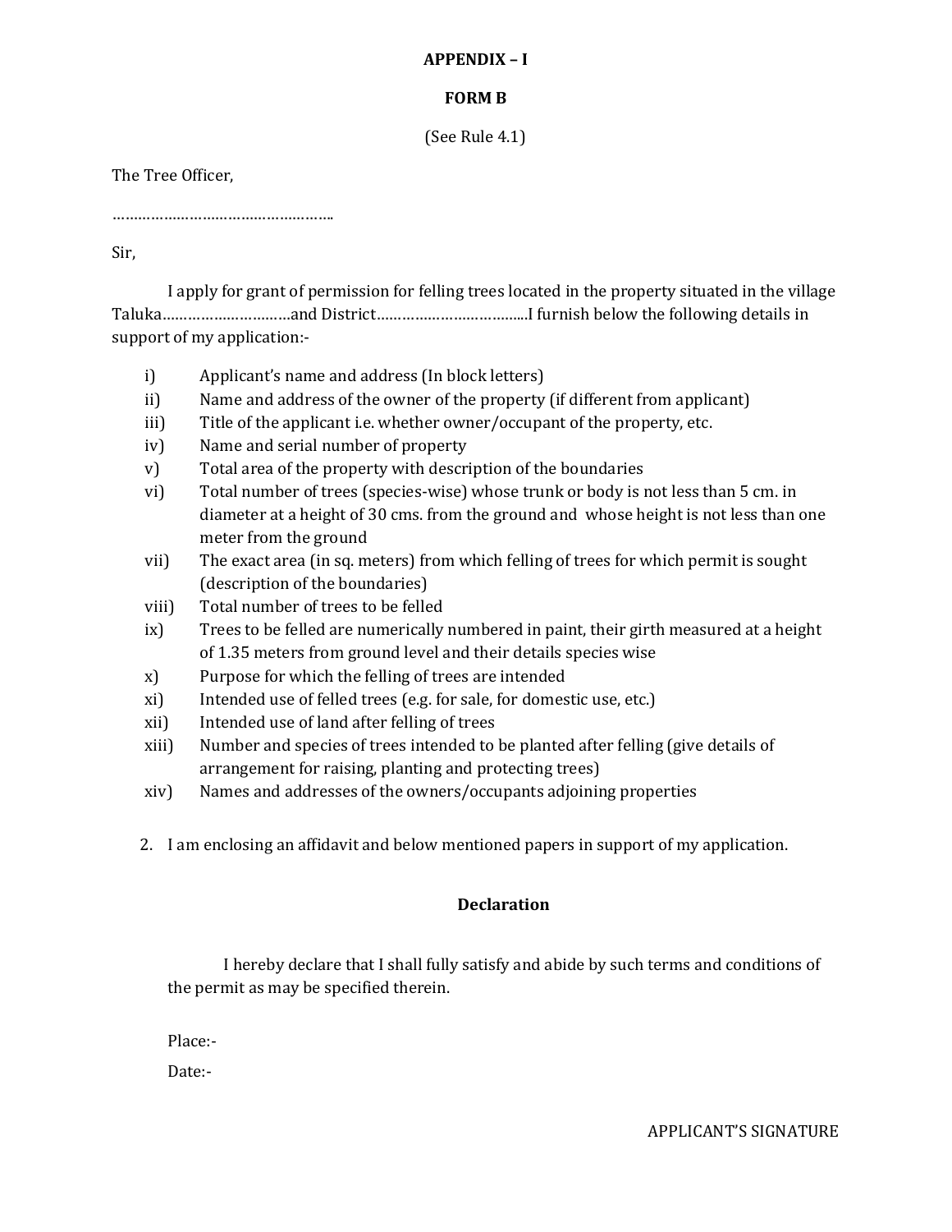**APPENDIX – I**

**FORM B**

(See Rule 4.1)

The Tree Officer,

……………………………………………..

Sir,

I apply for grant of permission for felling trees located in the property situated in the village Taluka…………………………and District……………………………...I furnish below the following details in support of my application:-

- i) Applicant's name and address (In block letters)
- ii) Name and address of the owner of the property (if different from applicant)
- iii) Title of the applicant i.e. whether owner/occupant of the property, etc.
- iv) Name and serial number of property
- v) Total area of the property with description of the boundaries
- vi) Total number of trees (species-wise) whose trunk or body is not less than 5 cm. in diameter at a height of 30 cms. from the ground and whose height is not less than one meter from the ground
- vii) The exact area (in sq. meters) from which felling of trees for which permit is sought (description of the boundaries)
- viii) Total number of trees to be felled
- ix) Trees to be felled are numerically numbered in paint, their girth measured at a height of 1.35 meters from ground level and their details species wise
- x) Purpose for which the felling of trees are intended
- xi) Intended use of felled trees (e.g. for sale, for domestic use, etc.)
- xii) Intended use of land after felling of trees
- xiii) Number and species of trees intended to be planted after felling (give details of arrangement for raising, planting and protecting trees)
- xiv) Names and addresses of the owners/occupants adjoining properties

2. I am enclosing an affidavit and below mentioned papers in support of my application.

**Declaration**

I hereby declare that I shall fully satisfy and abide by such terms and conditions of the permit as may be specified therein.

Place:-

Date:-

APPLICANT'S SIGNATURE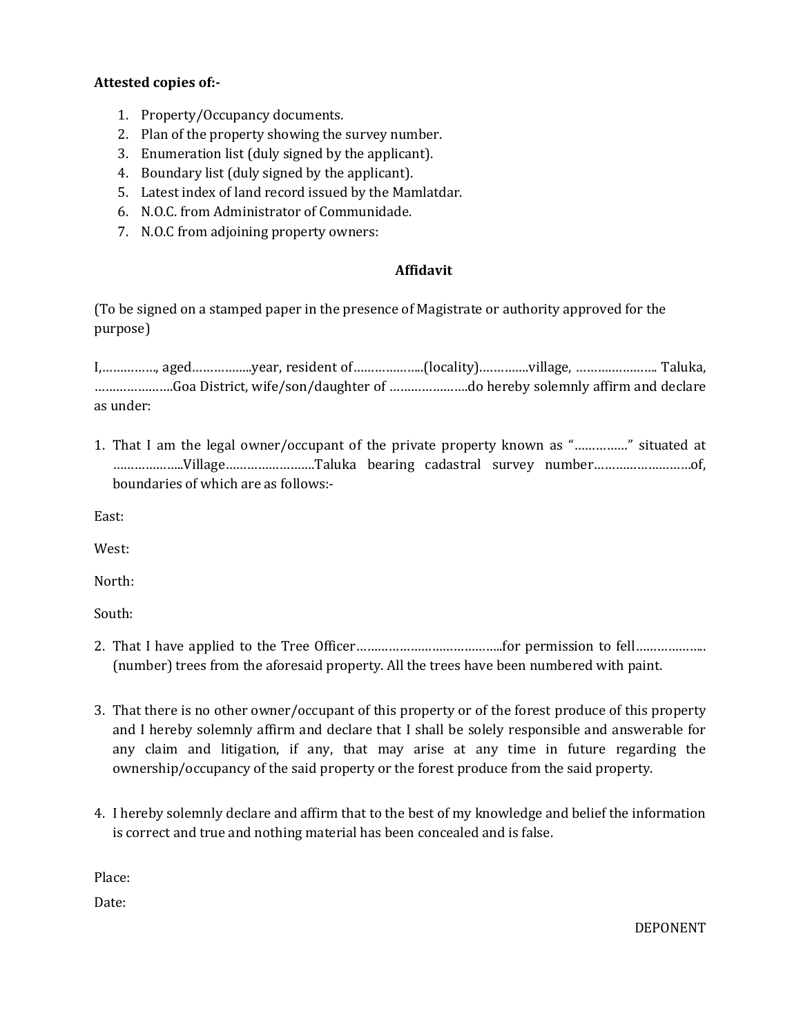**Attested copies of:-**

1. Property/Occupancy documents.
2. Plan of the property showing the survey number.
3. Enumeration list (duly signed by the applicant).
4. Boundary list (duly signed by the applicant).
5. Latest index of land record issued by the Mamlatdar.
6. N.O.C. from Administrator of Communidade.
7. N.O.C from adjoining property owners:

**Affidavit**

(To be signed on a stamped paper in the presence of Magistrate or authority approved for the purpose)

I,…………., aged……………..year, resident of………………..(locality)………….village, ………………….. Taluka, …………………..Goa District, wife/son/daughter of …………………do hereby solemnly affirm and declare as under:

1. That I am the legal owner/occupant of the private property known as "……………" situated at ………………..Village……………………..Taluka bearing cadastral survey number………………………of, boundaries of which are as follows:-

East:

West:

North:

South:

2. That I have applied to the Tree Officer…………………………………..for permission to fell……………….. (number) trees from the aforesaid property. All the trees have been numbered with paint.

3. That there is no other owner/occupant of this property or of the forest produce of this property and I hereby solemnly affirm and declare that I shall be solely responsible and answerable for any claim and litigation, if any, that may arise at any time in future regarding the ownership/occupancy of the said property or the forest produce from the said property.

4. I hereby solemnly declare and affirm that to the best of my knowledge and belief the information is correct and true and nothing material has been concealed and is false.

Place:

Date:

DEPONENT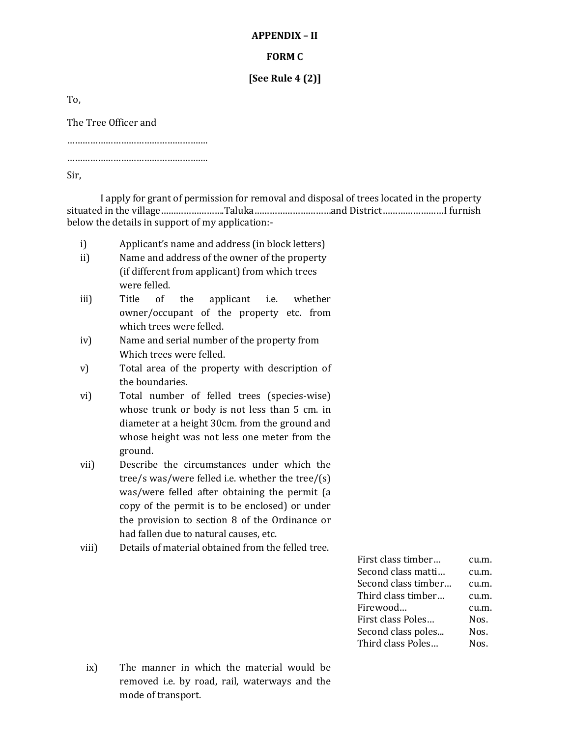**APPENDIX – II**

**FORM C**

**[See Rule 4 (2)]**

To,

The Tree Officer and

……………………………………………….

……………………………………………….

Sir,

I apply for grant of permission for removal and disposal of trees located in the property situated in the village……………………..Taluka…………………………and District……………………I furnish below the details in support of my application:-

i) Applicant's name and address (in block letters)

ii) Name and address of the owner of the property (if different from applicant) from which trees were felled.

iii) Title of the applicant i.e. whether owner/occupant of the property etc. from which trees were felled.

iv) Name and serial number of the property from Which trees were felled.

v) Total area of the property with description of the boundaries.

vi) Total number of felled trees (species-wise) whose trunk or body is not less than 5 cm. in diameter at a height 30cm. from the ground and whose height was not less one meter from the ground.

vii) Describe the circumstances under which the tree/s was/were felled i.e. whether the tree/(s) was/were felled after obtaining the permit (a copy of the permit is to be enclosed) or under the provision to section 8 of the Ordinance or had fallen due to natural causes, etc.

viii) Details of material obtained from the felled tree.

| | |
|---|---|
| First class timber… | cu.m. |
| Second class matti… | cu.m. |
| Second class timber… | cu.m. |
| Third class timber… | cu.m. |
| Firewood… | cu.m. |
| First class Poles… | Nos. |
| Second class poles... | Nos. |
| Third class Poles… | Nos. |

ix) The manner in which the material would be removed i.e. by road, rail, waterways and the mode of transport.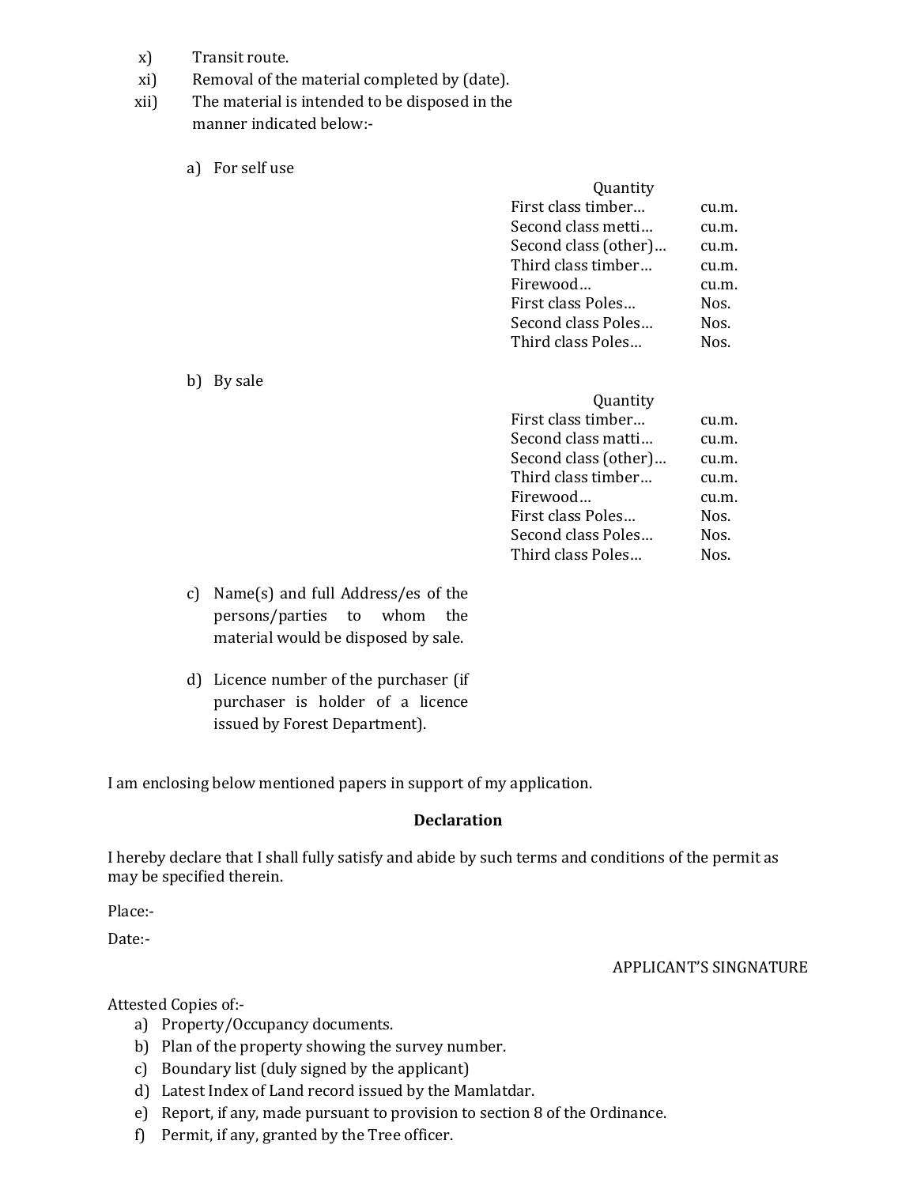x) Transit route.

xi) Removal of the material completed by (date).

xii) The material is intended to be disposed in the manner indicated below:-

a) For self use

| Quantity | |
|---|---|
| First class timber… | cu.m. |
| Second class metti… | cu.m. |
| Second class (other)… | cu.m. |
| Third class timber… | cu.m. |
| Firewood… | cu.m. |
| First class Poles… | Nos. |
| Second class Poles… | Nos. |
| Third class Poles… | Nos. |

b) By sale

| Quantity | |
|---|---|
| First class timber… | cu.m. |
| Second class matti… | cu.m. |
| Second class (other)… | cu.m. |
| Third class timber… | cu.m. |
| Firewood… | cu.m. |
| First class Poles… | Nos. |
| Second class Poles… | Nos. |
| Third class Poles… | Nos. |

c) Name(s) and full Address/es of the persons/parties to whom the material would be disposed by sale.

d) Licence number of the purchaser (if purchaser is holder of a licence issued by Forest Department).

I am enclosing below mentioned papers in support of my application.

**Declaration**

I hereby declare that I shall fully satisfy and abide by such terms and conditions of the permit as may be specified therein.

Place:-

Date:-

APPLICANT'S SINGNATURE

Attested Copies of:-

a) Property/Occupancy documents.
b) Plan of the property showing the survey number.
c) Boundary list (duly signed by the applicant)
d) Latest Index of Land record issued by the Mamlatdar.
e) Report, if any, made pursuant to provision to section 8 of the Ordinance.
f) Permit, if any, granted by the Tree officer.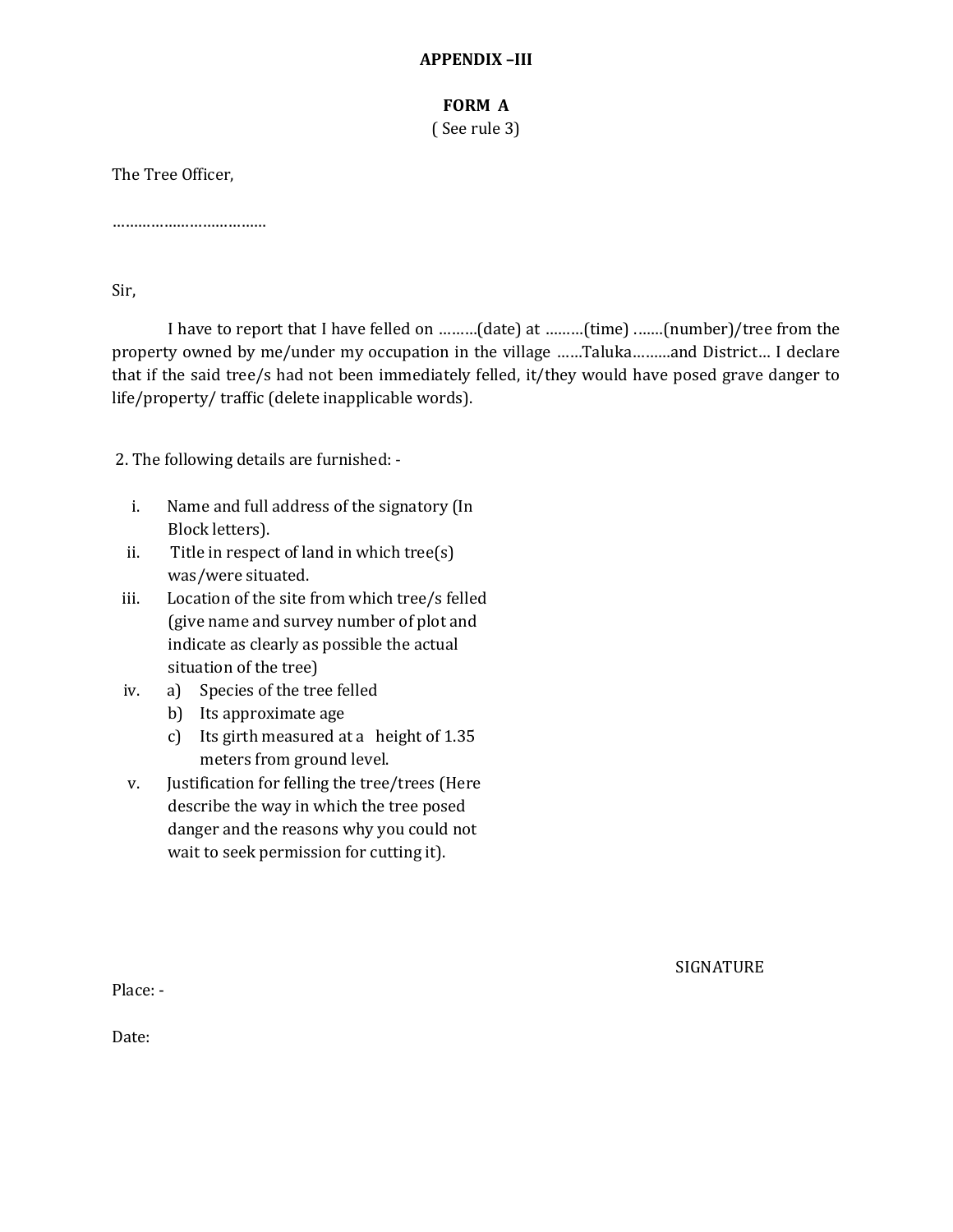**APPENDIX –III**

**FORM A**

( See rule 3)

The Tree Officer,

………………………………

Sir,

I have to report that I have felled on ………(date) at ………(time) …….(number)/tree from the property owned by me/under my occupation in the village ……Taluka………and District… I declare that if the said tree/s had not been immediately felled, it/they would have posed grave danger to life/property/ traffic (delete inapplicable words).

2. The following details are furnished: -

i. Name and full address of the signatory (In Block letters).

ii. Title in respect of land in which tree(s) was/were situated.

iii. Location of the site from which tree/s felled (give name and survey number of plot and indicate as clearly as possible the actual situation of the tree)

iv. a) Species of the tree felled
    b) Its approximate age
    c) Its girth measured at a height of 1.35 meters from ground level.

v. Justification for felling the tree/trees (Here describe the way in which the tree posed danger and the reasons why you could not wait to seek permission for cutting it).

SIGNATURE

Place: -

Date: